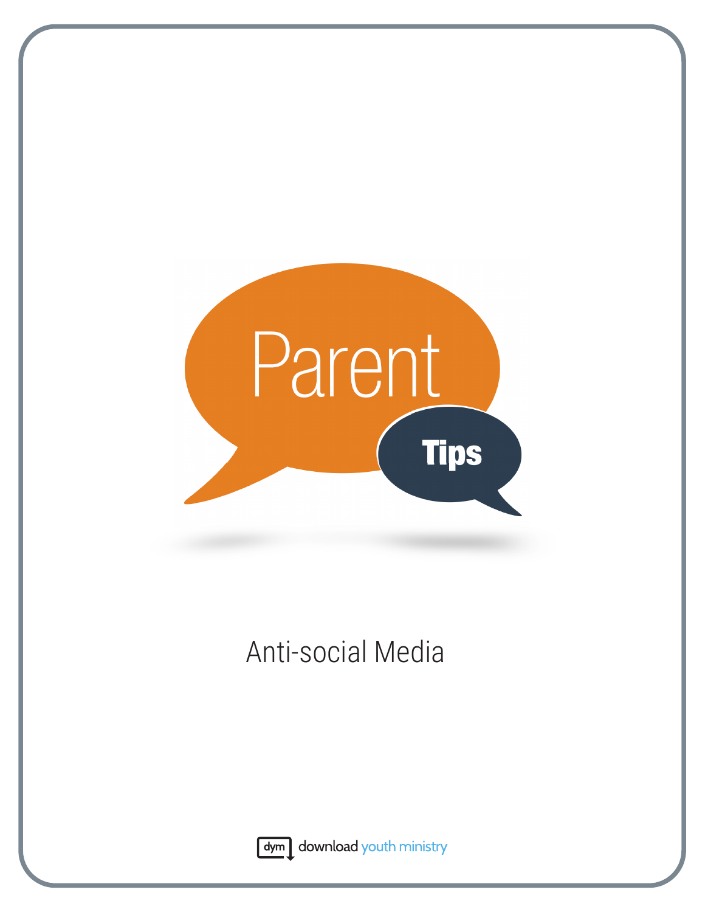# Parent Tips

## Anti-social Media

download youth ministry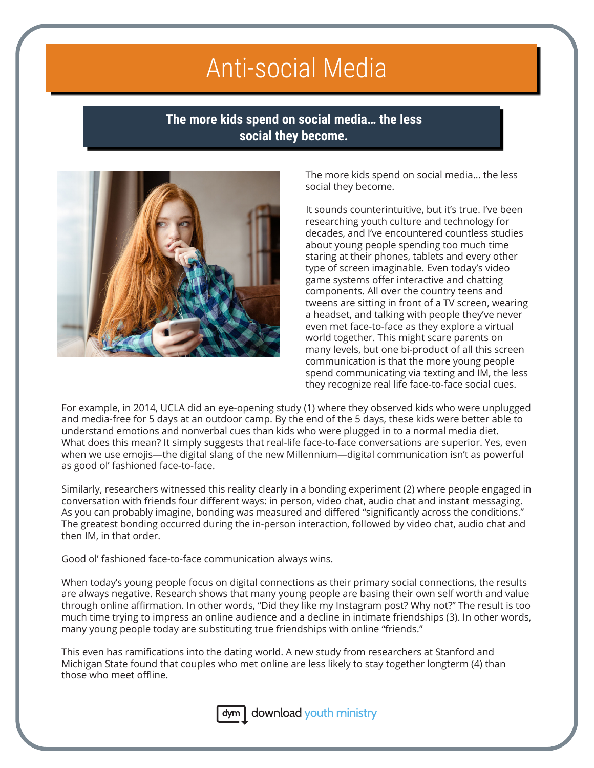# Anti-social Media

## The more kids spend on social media… the less social they become.

The more kids spend on social media… the less social they become.

It sounds counterintuitive, but it's true. I've been researching youth culture and technology for decades, and I've encountered countless studies about young people spending too much time staring at their phones, tablets and every other type of screen imaginable. Even today's video game systems offer interactive and chatting components. All over the country teens and tweens are sitting in front of a TV screen, wearing a headset, and talking with people they've never even met face-to-face as they explore a virtual world together. This might scare parents on many levels, but one bi-product of all this screen communication is that the more young people spend communicating via texting and IM, the less they recognize real life face-to-face social cues.

For example, in 2014, UCLA did an eye-opening study (1) where they observed kids who were unplugged and media-free for 5 days at an outdoor camp. By the end of the 5 days, these kids were better able to understand emotions and nonverbal cues than kids who were plugged in to a normal media diet. What does this mean? It simply suggests that real-life face-to-face conversations are superior. Yes, even when we use emojis—the digital slang of the new Millennium—digital communication isn't as powerful as good ol' fashioned face-to-face.

Similarly, researchers witnessed this reality clearly in a bonding experiment (2) where people engaged in conversation with friends four different ways: in person, video chat, audio chat and instant messaging. As you can probably imagine, bonding was measured and differed "significantly across the conditions." The greatest bonding occurred during the in-person interaction, followed by video chat, audio chat and then IM, in that order.

Good ol' fashioned face-to-face communication always wins.

When today's young people focus on digital connections as their primary social connections, the results are always negative. Research shows that many young people are basing their own self worth and value through online affirmation. In other words, "Did they like my Instagram post? Why not?" The result is too much time trying to impress an online audience and a decline in intimate friendships (3). In other words, many young people today are substituting true friendships with online "friends."

This even has ramifications into the dating world. A new study from researchers at Stanford and Michigan State found that couples who met online are less likely to stay together longterm (4) than those who meet offline.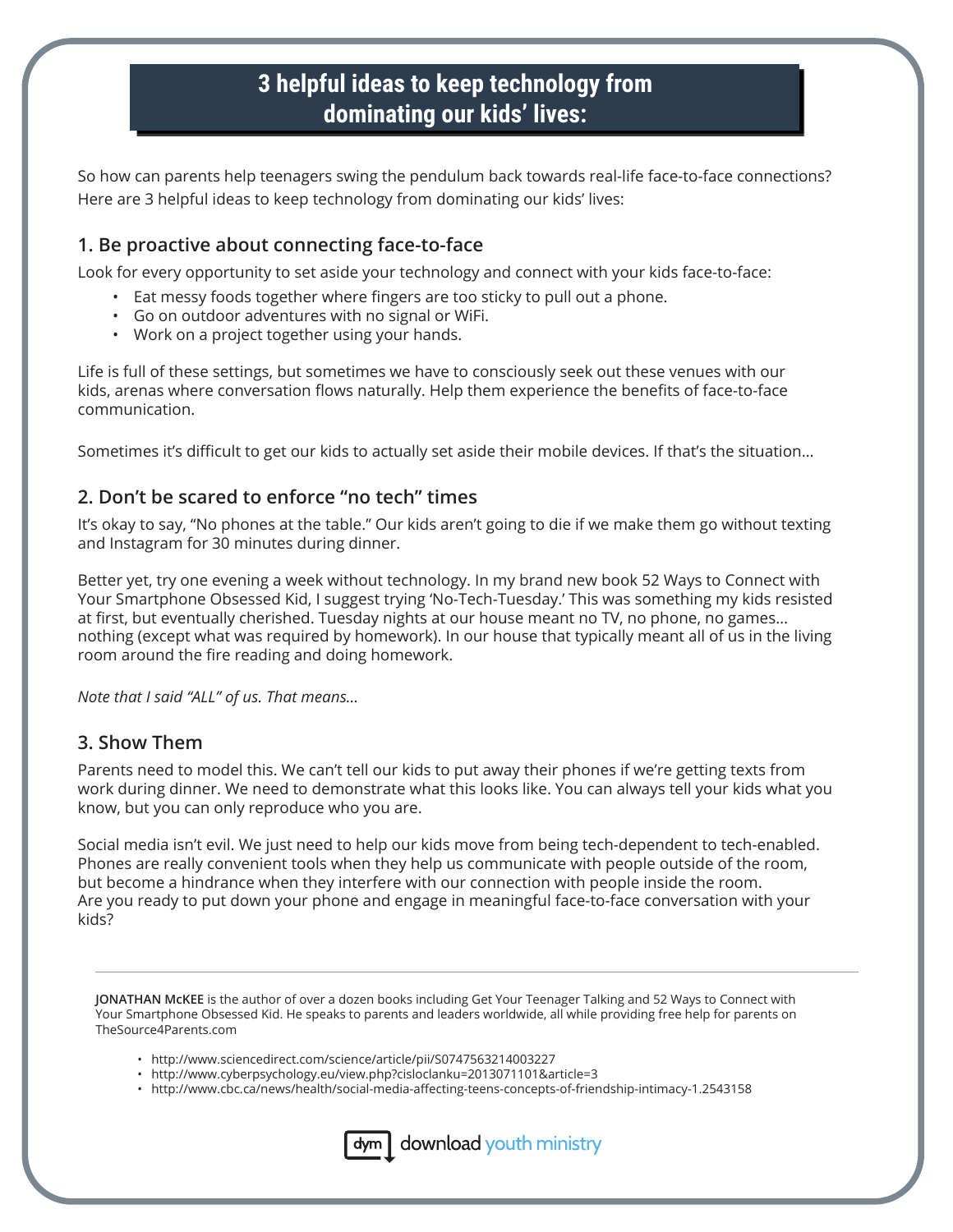# 3 helpful ideas to keep technology from dominating our kids' lives:

So how can parents help teenagers swing the pendulum back towards real-life face-to-face connections? Here are 3 helpful ideas to keep technology from dominating our kids' lives:

## 1. Be proactive about connecting face-to-face

Look for every opportunity to set aside your technology and connect with your kids face-to-face:

- Eat messy foods together where fingers are too sticky to pull out a phone.
- Go on outdoor adventures with no signal or WiFi.
- Work on a project together using your hands.

Life is full of these settings, but sometimes we have to consciously seek out these venues with our kids, arenas where conversation flows naturally. Help them experience the benefits of face-to-face communication.

Sometimes it's difficult to get our kids to actually set aside their mobile devices. If that's the situation…

## 2. Don't be scared to enforce "no tech" times

It's okay to say, "No phones at the table." Our kids aren't going to die if we make them go without texting and Instagram for 30 minutes during dinner.

Better yet, try one evening a week without technology. In my brand new book 52 Ways to Connect with Your Smartphone Obsessed Kid, I suggest trying 'No-Tech-Tuesday.' This was something my kids resisted at first, but eventually cherished. Tuesday nights at our house meant no TV, no phone, no games… nothing (except what was required by homework). In our house that typically meant all of us in the living room around the fire reading and doing homework.

*Note that I said "ALL" of us. That means…*

## 3. Show Them

Parents need to model this. We can't tell our kids to put away their phones if we're getting texts from work during dinner. We need to demonstrate what this looks like. You can always tell your kids what you know, but you can only reproduce who you are.

Social media isn't evil. We just need to help our kids move from being tech-dependent to tech-enabled. Phones are really convenient tools when they help us communicate with people outside of the room, but become a hindrance when they interfere with our connection with people inside the room. Are you ready to put down your phone and engage in meaningful face-to-face conversation with your kids?

---

**JONATHAN McKEE** is the author of over a dozen books including Get Your Teenager Talking and 52 Ways to Connect with Your Smartphone Obsessed Kid. He speaks to parents and leaders worldwide, all while providing free help for parents on TheSource4Parents.com

- http://www.sciencedirect.com/science/article/pii/S0747563214003227
- http://www.cyberpsychology.eu/view.php?cisloclanku=2013071101&article=3
- http://www.cbc.ca/news/health/social-media-affecting-teens-concepts-of-friendship-intimacy-1.2543158

dym download youth ministry